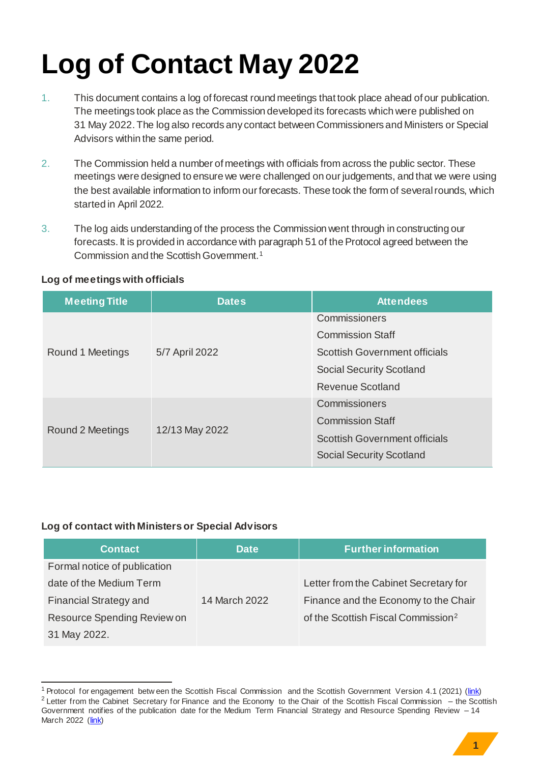# Log of Contact May 2022

1. This document contains a log of forecast round meetings that took place ahead of our publication. The meetings took place as the Commission developed its forecasts which were published on 31 May 2022. The log also records any contact between Commissioners and Ministers or Special Advisors within the same period.

2. The Commission held a number of meetings with officials from across the public sector. These meetings were designed to ensure we were challenged on our judgements, and that we were using the best available information to inform our forecasts. These took the form of several rounds, which started in April 2022.

3. The log aids understanding of the process the Commission went through in constructing our forecasts. It is provided in accordance with paragraph 51 of the Protocol agreed between the Commission and the Scottish Government.[1]

**Log of meetings with officials**

| Meeting Title | Dates | Attendees |
|---|---|---|
| Round 1 Meetings | 5/7 April 2022 | Commissioners<br>Commission Staff<br>Scottish Government officials<br>Social Security Scotland<br>Revenue Scotland |
| Round 2 Meetings | 12/13 May 2022 | Commissioners<br>Commission Staff<br>Scottish Government officials<br>Social Security Scotland |

**Log of contact with Ministers or Special Advisors**

| Contact | Date | Further information |
|---|---|---|
| Formal notice of publication date of the Medium Term Financial Strategy and Resource Spending Review on 31 May 2022. | 14 March 2022 | Letter from the Cabinet Secretary for Finance and the Economy to the Chair of the Scottish Fiscal Commission[2] |

[1] Protocol for engagement between the Scottish Fiscal Commission and the Scottish Government Version 4.1 (2021) (link)

[2] Letter from the Cabinet Secretary for Finance and the Economy to the Chair of the Scottish Fiscal Commission – the Scottish Government notifies of the publication date for the Medium Term Financial Strategy and Resource Spending Review – 14 March 2022 (link)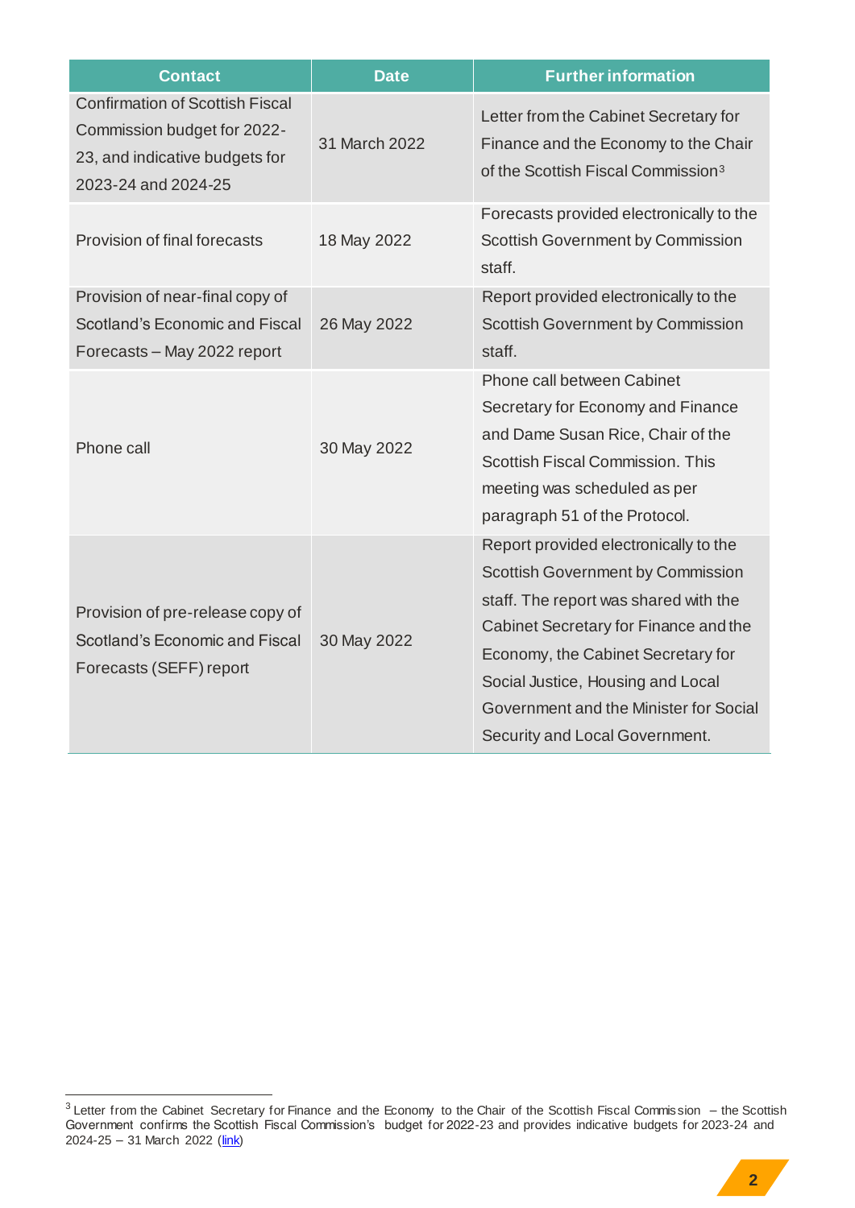| Contact | Date | Further information |
| --- | --- | --- |
| Confirmation of Scottish Fiscal Commission budget for 2022-23, and indicative budgets for 2023-24 and 2024-25 | 31 March 2022 | Letter from the Cabinet Secretary for Finance and the Economy to the Chair of the Scottish Fiscal Commission[3] |
| Provision of final forecasts | 18 May 2022 | Forecasts provided electronically to the Scottish Government by Commission staff. |
| Provision of near-final copy of Scotland's Economic and Fiscal Forecasts – May 2022 report | 26 May 2022 | Report provided electronically to the Scottish Government by Commission staff. |
| Phone call | 30 May 2022 | Phone call between Cabinet Secretary for Economy and Finance and Dame Susan Rice, Chair of the Scottish Fiscal Commission. This meeting was scheduled as per paragraph 51 of the Protocol. |
| Provision of pre-release copy of Scotland's Economic and Fiscal Forecasts (SEFF) report | 30 May 2022 | Report provided electronically to the Scottish Government by Commission staff. The report was shared with the Cabinet Secretary for Finance and the Economy, the Cabinet Secretary for Social Justice, Housing and Local Government and the Minister for Social Security and Local Government. |

[3] Letter from the Cabinet Secretary for Finance and the Economy to the Chair of the Scottish Fiscal Commission – the Scottish Government confirms the Scottish Fiscal Commission's budget for 2022-23 and provides indicative budgets for 2023-24 and 2024-25 – 31 March 2022 (link)